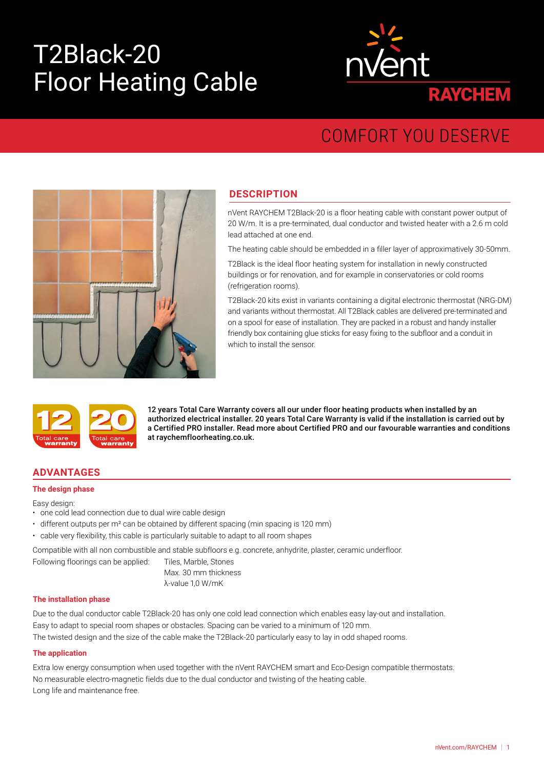# T2Black-20 Floor Heating Cable

nVent RAYCHEM

COMFORT YOU DESERVE

## DESCRIPTION

nVent RAYCHEM T2Black-20 is a floor heating cable with constant power output of 20 W/m. It is a pre-terminated, dual conductor and twisted heater with a 2.6 m cold lead attached at one end.

The heating cable should be embedded in a filler layer of approximatively 30-50mm.

T2Black is the ideal floor heating system for installation in newly constructed buildings or for renovation, and for example in conservatories or cold rooms (refrigeration rooms).

T2Black-20 kits exist in variants containing a digital electronic thermostat (NRG-DM) and variants without thermostat. All T2Black cables are delivered pre-terminated and on a spool for ease of installation. They are packed in a robust and handy installer friendly box containing glue sticks for easy fixing to the subfloor and a conduit in which to install the sensor.

12 Total care warranty | 20 Total care warranty

**12 years Total Care Warranty covers all our under floor heating products when installed by an authorized electrical installer. 20 years Total Care Warranty is valid if the installation is carried out by a Certified PRO installer. Read more about Certified PRO and our favourable warranties and conditions at raychemfloorheating.co.uk.**

## ADVANTAGES

### The design phase

Easy design:

- one cold lead connection due to dual wire cable design
- different outputs per m² can be obtained by different spacing (min spacing is 120 mm)
- cable very flexibility, this cable is particularly suitable to adapt to all room shapes

Compatible with all non combustible and stable subfloors e.g. concrete, anhydrite, plaster, ceramic underfloor.

Following floorings can be applied: Tiles, Marble, Stones
Max. 30 mm thickness
λ-value 1,0 W/mK

### The installation phase

Due to the dual conductor cable T2Black-20 has only one cold lead connection which enables easy lay-out and installation.
Easy to adapt to special room shapes or obstacles. Spacing can be varied to a minimum of 120 mm.
The twisted design and the size of the cable make the T2Black-20 particularly easy to lay in odd shaped rooms.

### The application

Extra low energy consumption when used together with the nVent RAYCHEM smart and Eco-Design compatible thermostats.
No measurable electro-magnetic fields due to the dual conductor and twisting of the heating cable.
Long life and maintenance free.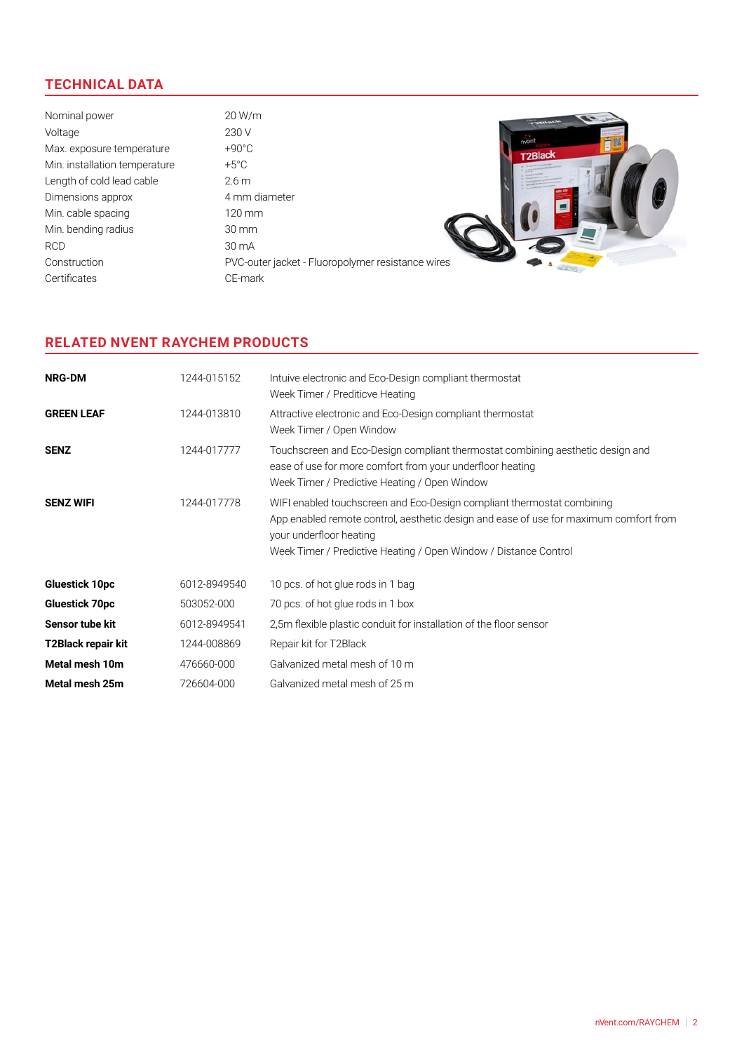## TECHNICAL DATA

| | |
|---|---|
| Nominal power | 20 W/m |
| Voltage | 230 V |
| Max. exposure temperature | +90°C |
| Min. installation temperature | +5°C |
| Length of cold lead cable | 2.6 m |
| Dimensions approx | 4 mm diameter |
| Min. cable spacing | 120 mm |
| Min. bending radius | 30 mm |
| RCD | 30 mA |
| Construction | PVC-outer jacket - Fluoropolymer resistance wires |
| Certificates | CE-mark |

## RELATED NVENT RAYCHEM PRODUCTS

| | | |
|---|---|---|
| **NRG-DM** | 1244-015152 | Intuive electronic and Eco-Design compliant thermostat<br>Week Timer / Preditivce Heating |
| **GREEN LEAF** | 1244-013810 | Attractive electronic and Eco-Design compliant thermostat<br>Week Timer / Open Window |
| **SENZ** | 1244-017777 | Touchscreen and Eco-Design compliant thermostat combining aesthetic design and ease of use for more comfort from your underfloor heating<br>Week Timer / Predictive Heating / Open Window |
| **SENZ WIFI** | 1244-017778 | WIFI enabled touchscreen and Eco-Design compliant thermostat combining App enabled remote control, aesthetic design and ease of use for maximum comfort from your underfloor heating<br>Week Timer / Predictive Heating / Open Window / Distance Control |
| **Gluestick 10pc** | 6012-8949540 | 10 pcs. of hot glue rods in 1 bag |
| **Gluestick 70pc** | 503052-000 | 70 pcs. of hot glue rods in 1 box |
| **Sensor tube kit** | 6012-8949541 | 2,5m flexible plastic conduit for installation of the floor sensor |
| **T2Black repair kit** | 1244-008869 | Repair kit for T2Black |
| **Metal mesh 10m** | 476660-000 | Galvanized metal mesh of 10 m |
| **Metal mesh 25m** | 726604-000 | Galvanized metal mesh of 25 m |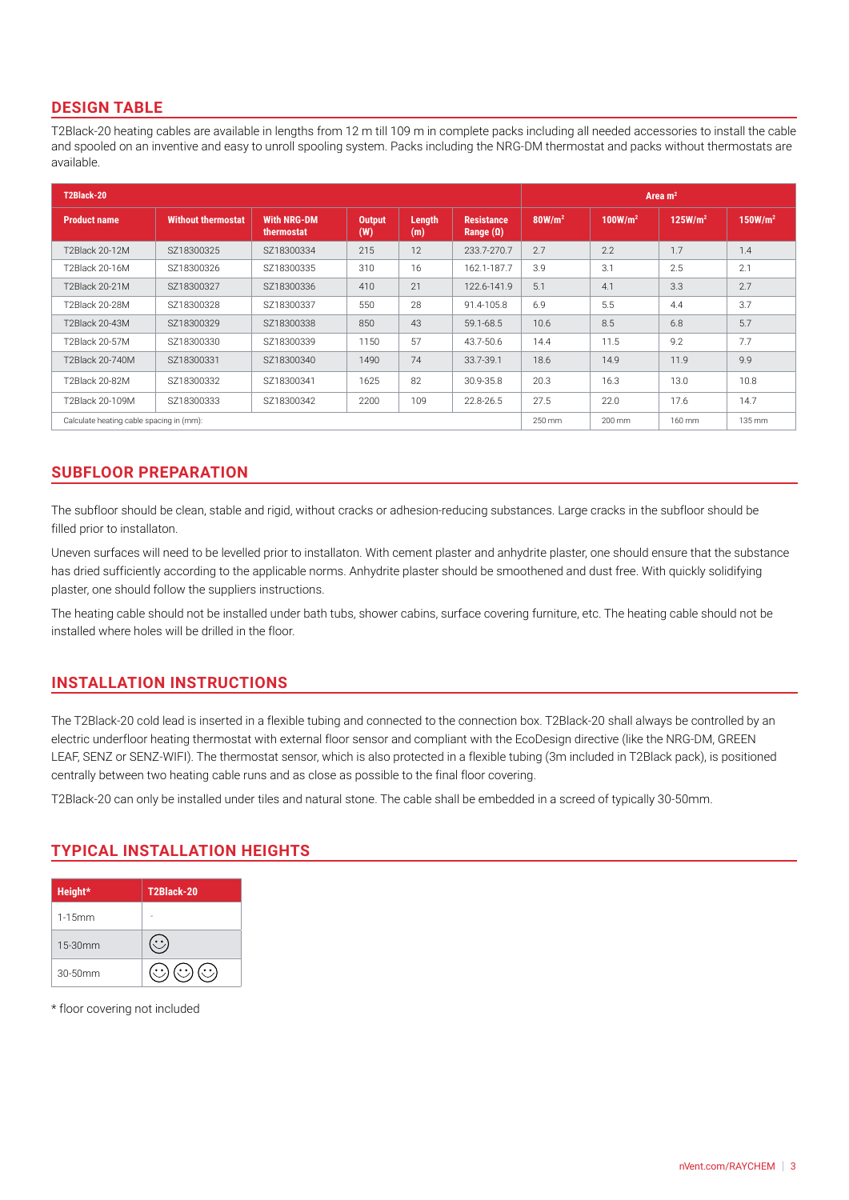## DESIGN TABLE

T2Black-20 heating cables are available in lengths from 12 m till 109 m in complete packs including all needed accessories to install the cable and spooled on an inventive and easy to unroll spooling system. Packs including the NRG-DM thermostat and packs without thermostats are available.

| T2Black-20 | | | | | | Area m² | | | |
|---|---|---|---|---|---|---|---|---|---|
| **Product name** | **Without thermostat** | **With NRG-DM thermostat** | **Output (W)** | **Length (m)** | **Resistance Range (Ω)** | **80W/m²** | **100W/m²** | **125W/m²** | **150W/m²** |
| T2Black 20-12M | SZ18300325 | SZ18300334 | 215 | 12 | 233.7-270.7 | 2.7 | 2.2 | 1.7 | 1.4 |
| T2Black 20-16M | SZ18300326 | SZ18300335 | 310 | 16 | 162.1-187.7 | 3.9 | 3.1 | 2.5 | 2.1 |
| T2Black 20-21M | SZ18300327 | SZ18300336 | 410 | 21 | 122.6-141.9 | 5.1 | 4.1 | 3.3 | 2.7 |
| T2Black 20-28M | SZ18300328 | SZ18300337 | 550 | 28 | 91.4-105.8 | 6.9 | 5.5 | 4.4 | 3.7 |
| T2Black 20-43M | SZ18300329 | SZ18300338 | 850 | 43 | 59.1-68.5 | 10.6 | 8.5 | 6.8 | 5.7 |
| T2Black 20-57M | SZ18300330 | SZ18300339 | 1150 | 57 | 43.7-50.6 | 14.4 | 11.5 | 9.2 | 7.7 |
| T2Black 20-740M | SZ18300331 | SZ18300340 | 1490 | 74 | 33.7-39.1 | 18.6 | 14.9 | 11.9 | 9.9 |
| T2Black 20-82M | SZ18300332 | SZ18300341 | 1625 | 82 | 30.9-35.8 | 20.3 | 16.3 | 13.0 | 10.8 |
| T2Black 20-109M | SZ18300333 | SZ18300342 | 2200 | 109 | 22.8-26.5 | 27.5 | 22.0 | 17.6 | 14.7 |
| Calculate heating cable spacing in (mm): | | | | | | 250 mm | 200 mm | 160 mm | 135 mm |

## SUBFLOOR PREPARATION

The subfloor should be clean, stable and rigid, without cracks or adhesion-reducing substances. Large cracks in the subfloor should be filled prior to installaton.

Uneven surfaces will need to be levelled prior to installaton. With cement plaster and anhydrite plaster, one should ensure that the substance has dried sufficiently according to the applicable norms. Anhydrite plaster should be smoothened and dust free. With quickly solidifying plaster, one should follow the suppliers instructions.

The heating cable should not be installed under bath tubs, shower cabins, surface covering furniture, etc. The heating cable should not be installed where holes will be drilled in the floor.

## INSTALLATION INSTRUCTIONS

The T2Black-20 cold lead is inserted in a flexible tubing and connected to the connection box. T2Black-20 shall always be controlled by an electric underfloor heating thermostat with external floor sensor and compliant with the EcoDesign directive (like the NRG-DM, GREEN LEAF, SENZ or SENZ-WIFI). The thermostat sensor, which is also protected in a flexible tubing (3m included in T2Black pack), is positioned centrally between two heating cable runs and as close as possible to the final floor covering.

T2Black-20 can only be installed under tiles and natural stone. The cable shall be embedded in a screed of typically 30-50mm.

## TYPICAL INSTALLATION HEIGHTS

| Height* | T2Black-20 |
|---|---|
| 1-15mm | - |
| 15-30mm | ☺ |
| 30-50mm | ☺ ☺ ☺ |

\* floor covering not included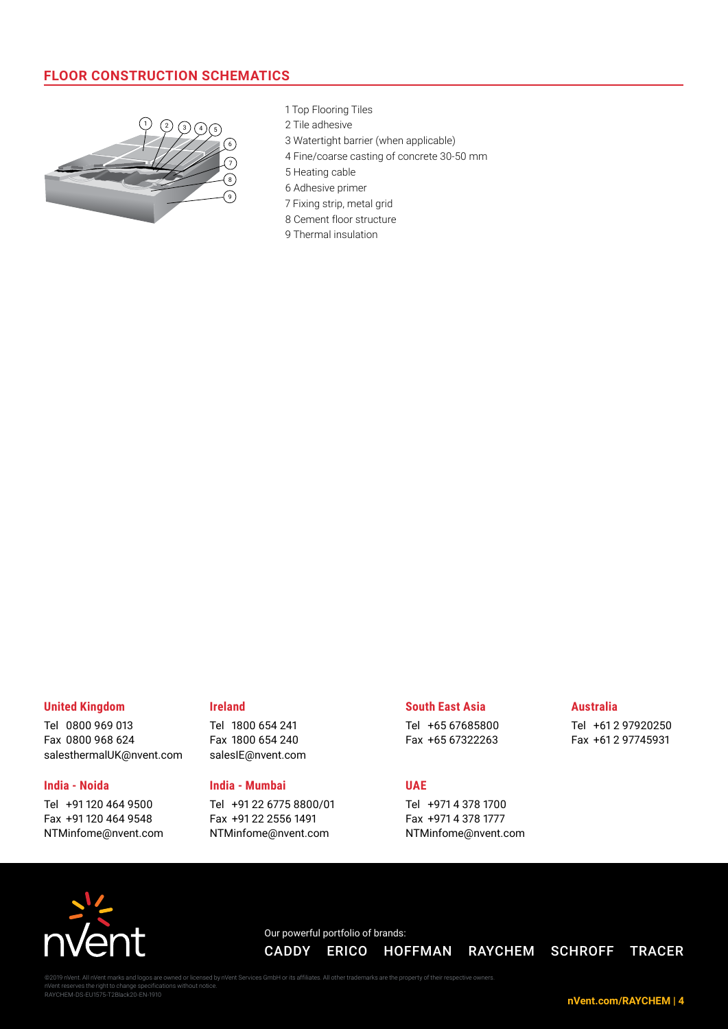## FLOOR CONSTRUCTION SCHEMATICS

1 Top Flooring Tiles
2 Tile adhesive
3 Watertight barrier (when applicable)
4 Fine/coarse casting of concrete 30-50 mm
5 Heating cable
6 Adhesive primer
7 Fixing strip, metal grid
8 Cement floor structure
9 Thermal insulation

**United Kingdom**
Tel 0800 969 013
Fax 0800 968 624
salesthermalUK@nvent.com

**Ireland**
Tel 1800 654 241
Fax 1800 654 240
salesIE@nvent.com

**South East Asia**
Tel +65 67685800
Fax +65 67322263

**Australia**
Tel +61 2 97920250
Fax +61 2 97745931

**India - Noida**
Tel +91 120 464 9500
Fax +91 120 464 9548
NTMinfome@nvent.com

**India - Mumbai**
Tel +91 22 6775 8800/01
Fax +91 22 2556 1491
NTMinfome@nvent.com

**UAE**
Tel +971 4 378 1700
Fax +971 4 378 1777
NTMinfome@nvent.com

nVent

Our powerful portfolio of brands:
CADDY ERICO HOFFMAN RAYCHEM SCHROFF TRACER

©2019 nVent. All nVent marks and logos are owned or licensed by nVent Services GmbH or its affiliates. All other trademarks are the property of their respective owners.
nVent reserves the right to change specifications without notice.
RAYCHEM-DS-EU1575-T2Black20-EN-1910

nVent.com/RAYCHEM